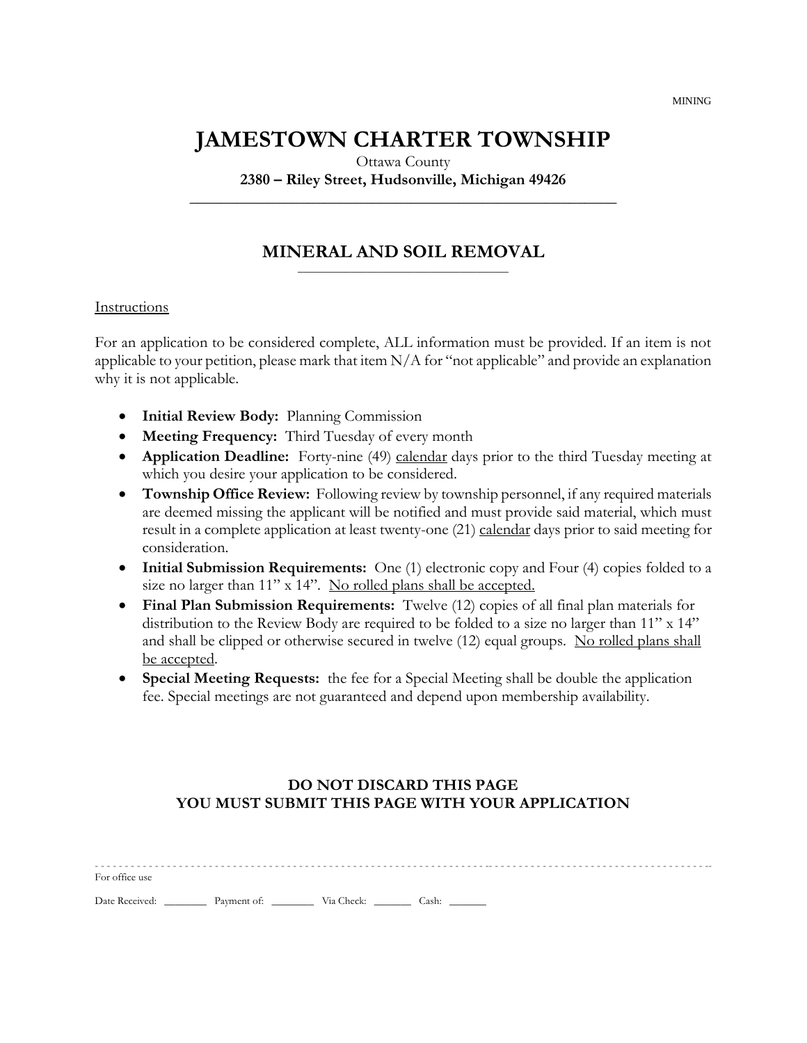MINING

# JAMESTOWN CHARTER TOWNSHIP

Ottawa County

**2380 – Riley Street, Hudsonville, Michigan 49426**

## MINERAL AND SOIL REMOVAL

Instructions

For an application to be considered complete, ALL information must be provided. If an item is not applicable to your petition, please mark that item N/A for "not applicable" and provide an explanation why it is not applicable.

- **Initial Review Body:** Planning Commission
- **Meeting Frequency:** Third Tuesday of every month
- **Application Deadline:** Forty-nine (49) calendar days prior to the third Tuesday meeting at which you desire your application to be considered.
- **Township Office Review:** Following review by township personnel, if any required materials are deemed missing the applicant will be notified and must provide said material, which must result in a complete application at least twenty-one (21) calendar days prior to said meeting for consideration.
- **Initial Submission Requirements:** One (1) electronic copy and Four (4) copies folded to a size no larger than 11" x 14". No rolled plans shall be accepted.
- **Final Plan Submission Requirements:** Twelve (12) copies of all final plan materials for distribution to the Review Body are required to be folded to a size no larger than 11" x 14" and shall be clipped or otherwise secured in twelve (12) equal groups. No rolled plans shall be accepted.
- **Special Meeting Requests:** the fee for a Special Meeting shall be double the application fee. Special meetings are not guaranteed and depend upon membership availability.

**DO NOT DISCARD THIS PAGE**
**YOU MUST SUBMIT THIS PAGE WITH YOUR APPLICATION**

---

For office use

Date Received: ________ Payment of: ________ Via Check: _______ Cash: _______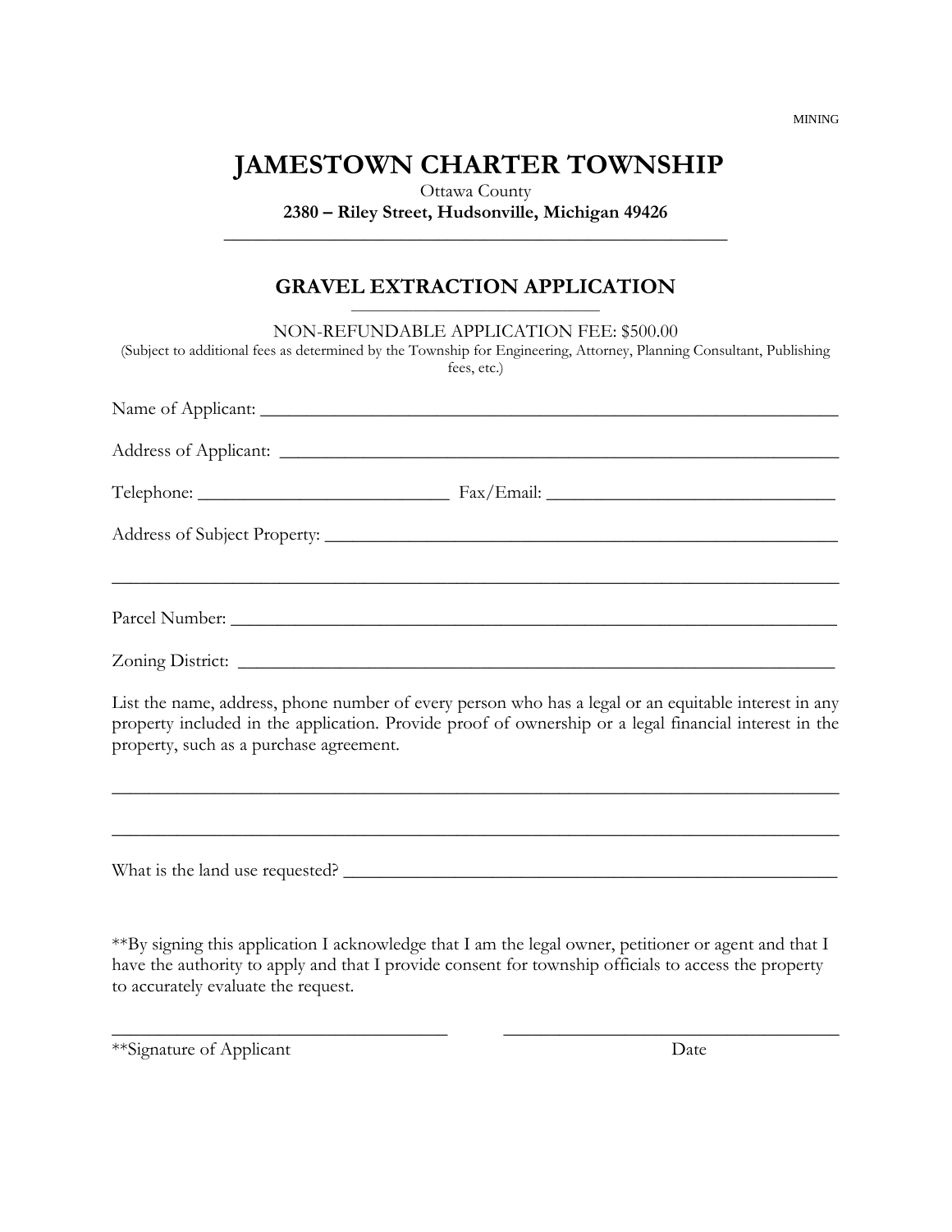MINING

# JAMESTOWN CHARTER TOWNSHIP

Ottawa County

**2380 – Riley Street, Hudsonville, Michigan 49426**

---

## GRAVEL EXTRACTION APPLICATION

NON-REFUNDABLE APPLICATION FEE: $500.00

(Subject to additional fees as determined by the Township for Engineering, Attorney, Planning Consultant, Publishing fees, etc.)

Name of Applicant: ____________________________________________

Address of Applicant: ____________________________________________

Telephone: ______________________ Fax/Email: ______________________

Address of Subject Property: ____________________________________________

____________________________________________

Parcel Number: ____________________________________________

Zoning District: ____________________________________________

List the name, address, phone number of every person who has a legal or an equitable interest in any property included in the application. Provide proof of ownership or a legal financial interest in the property, such as a purchase agreement.

____________________________________________

____________________________________________

What is the land use requested? ____________________________________________

**By signing this application I acknowledge that I am the legal owner, petitioner or agent and that I have the authority to apply and that I provide consent for township officials to access the property to accurately evaluate the request.

______________________________ ______________________________

**Signature of Applicant Date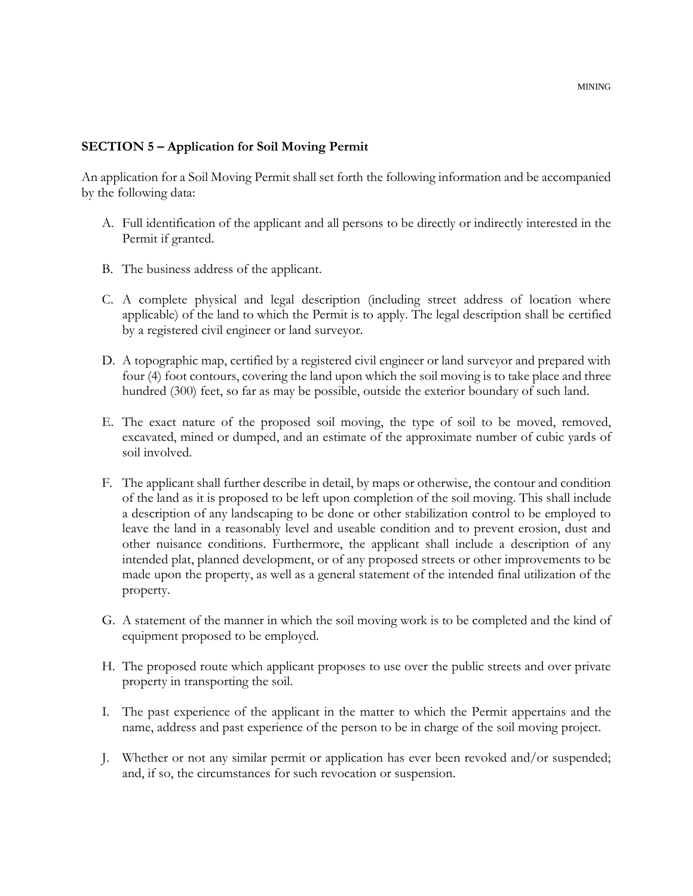**SECTION 5 – Application for Soil Moving Permit**

An application for a Soil Moving Permit shall set forth the following information and be accompanied by the following data:

A. Full identification of the applicant and all persons to be directly or indirectly interested in the Permit if granted.

B. The business address of the applicant.

C. A complete physical and legal description (including street address of location where applicable) of the land to which the Permit is to apply. The legal description shall be certified by a registered civil engineer or land surveyor.

D. A topographic map, certified by a registered civil engineer or land surveyor and prepared with four (4) foot contours, covering the land upon which the soil moving is to take place and three hundred (300) feet, so far as may be possible, outside the exterior boundary of such land.

E. The exact nature of the proposed soil moving, the type of soil to be moved, removed, excavated, mined or dumped, and an estimate of the approximate number of cubic yards of soil involved.

F. The applicant shall further describe in detail, by maps or otherwise, the contour and condition of the land as it is proposed to be left upon completion of the soil moving. This shall include a description of any landscaping to be done or other stabilization control to be employed to leave the land in a reasonably level and useable condition and to prevent erosion, dust and other nuisance conditions. Furthermore, the applicant shall include a description of any intended plat, planned development, or of any proposed streets or other improvements to be made upon the property, as well as a general statement of the intended final utilization of the property.

G. A statement of the manner in which the soil moving work is to be completed and the kind of equipment proposed to be employed.

H. The proposed route which applicant proposes to use over the public streets and over private property in transporting the soil.

I. The past experience of the applicant in the matter to which the Permit appertains and the name, address and past experience of the person to be in charge of the soil moving project.

J. Whether or not any similar permit or application has ever been revoked and/or suspended; and, if so, the circumstances for such revocation or suspension.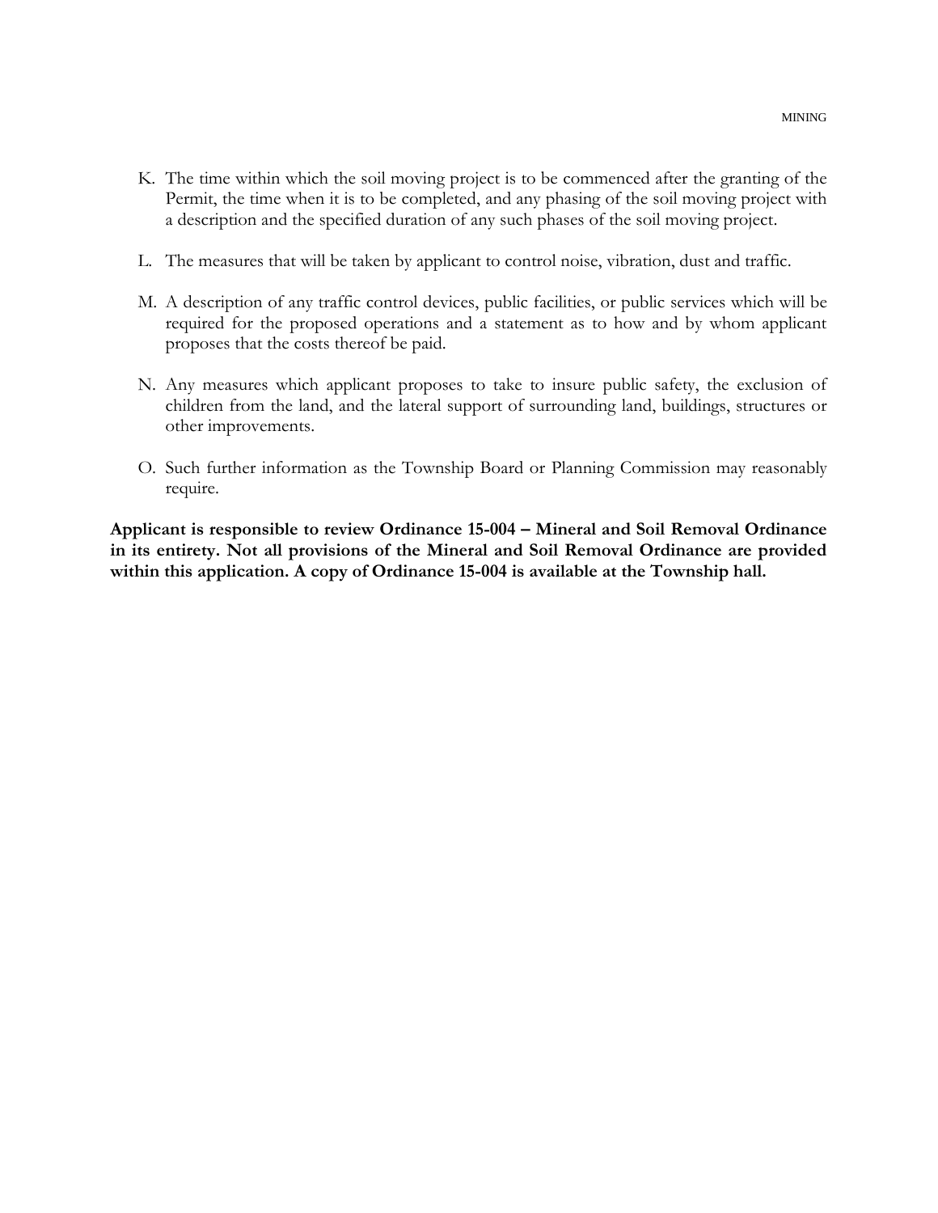K. The time within which the soil moving project is to be commenced after the granting of the Permit, the time when it is to be completed, and any phasing of the soil moving project with a description and the specified duration of any such phases of the soil moving project.

L. The measures that will be taken by applicant to control noise, vibration, dust and traffic.

M. A description of any traffic control devices, public facilities, or public services which will be required for the proposed operations and a statement as to how and by whom applicant proposes that the costs thereof be paid.

N. Any measures which applicant proposes to take to insure public safety, the exclusion of children from the land, and the lateral support of surrounding land, buildings, structures or other improvements.

O. Such further information as the Township Board or Planning Commission may reasonably require.

**Applicant is responsible to review Ordinance 15-004 – Mineral and Soil Removal Ordinance in its entirety. Not all provisions of the Mineral and Soil Removal Ordinance are provided within this application. A copy of Ordinance 15-004 is available at the Township hall.**